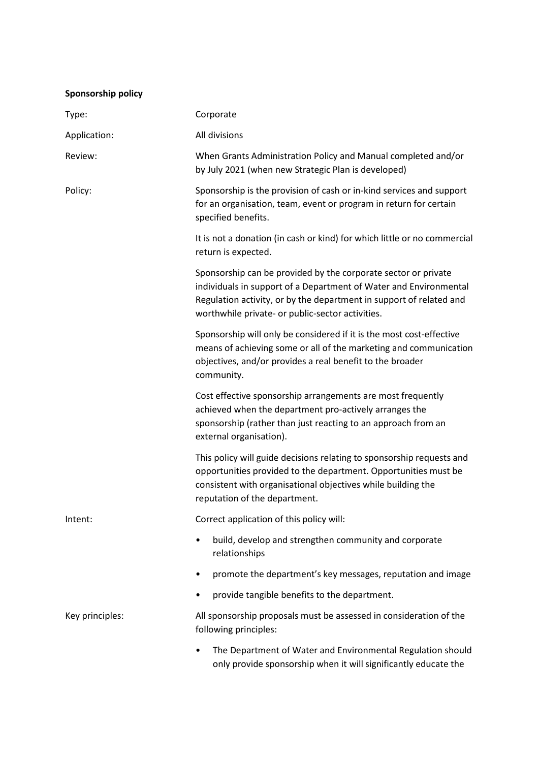**Sponsorship policy**

| | |
|---|---|
| Type: | Corporate |
| Application: | All divisions |
| Review: | When Grants Administration Policy and Manual completed and/or by July 2021 (when new Strategic Plan is developed) |

Policy:

Sponsorship is the provision of cash or in-kind services and support for an organisation, team, event or program in return for certain specified benefits.

It is not a donation (in cash or kind) for which little or no commercial return is expected.

Sponsorship can be provided by the corporate sector or private individuals in support of a Department of Water and Environmental Regulation activity, or by the department in support of related and worthwhile private- or public-sector activities.

Sponsorship will only be considered if it is the most cost-effective means of achieving some or all of the marketing and communication objectives, and/or provides a real benefit to the broader community.

Cost effective sponsorship arrangements are most frequently achieved when the department pro-actively arranges the sponsorship (rather than just reacting to an approach from an external organisation).

This policy will guide decisions relating to sponsorship requests and opportunities provided to the department. Opportunities must be consistent with organisational objectives while building the reputation of the department.

Intent:

Correct application of this policy will:

- build, develop and strengthen community and corporate relationships
- promote the department's key messages, reputation and image
- provide tangible benefits to the department.

Key principles:

All sponsorship proposals must be assessed in consideration of the following principles:

- The Department of Water and Environmental Regulation should only provide sponsorship when it will significantly educate the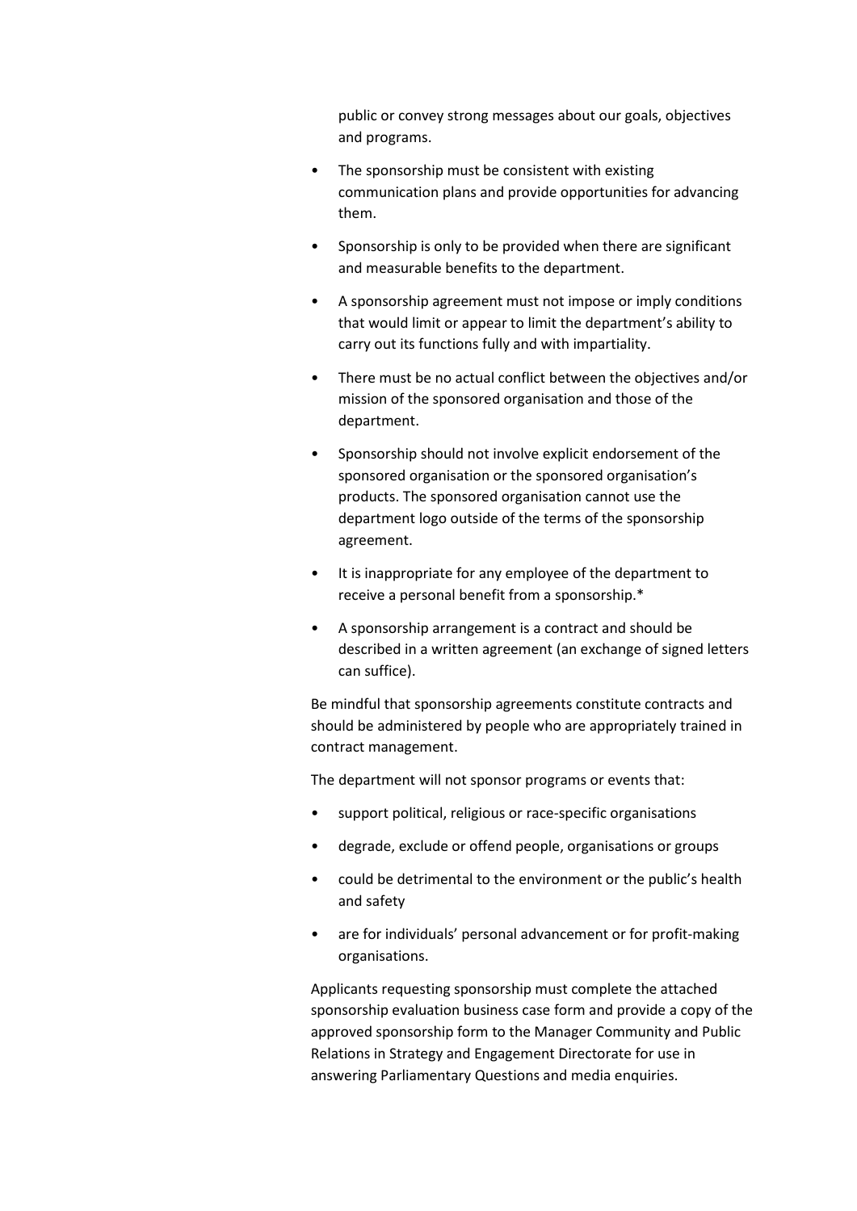public or convey strong messages about our goals, objectives and programs.

- The sponsorship must be consistent with existing communication plans and provide opportunities for advancing them.
- Sponsorship is only to be provided when there are significant and measurable benefits to the department.
- A sponsorship agreement must not impose or imply conditions that would limit or appear to limit the department's ability to carry out its functions fully and with impartiality.
- There must be no actual conflict between the objectives and/or mission of the sponsored organisation and those of the department.
- Sponsorship should not involve explicit endorsement of the sponsored organisation or the sponsored organisation's products. The sponsored organisation cannot use the department logo outside of the terms of the sponsorship agreement.
- It is inappropriate for any employee of the department to receive a personal benefit from a sponsorship.*
- A sponsorship arrangement is a contract and should be described in a written agreement (an exchange of signed letters can suffice).

Be mindful that sponsorship agreements constitute contracts and should be administered by people who are appropriately trained in contract management.

The department will not sponsor programs or events that:

- support political, religious or race-specific organisations
- degrade, exclude or offend people, organisations or groups
- could be detrimental to the environment or the public's health and safety
- are for individuals' personal advancement or for profit-making organisations.

Applicants requesting sponsorship must complete the attached sponsorship evaluation business case form and provide a copy of the approved sponsorship form to the Manager Community and Public Relations in Strategy and Engagement Directorate for use in answering Parliamentary Questions and media enquiries.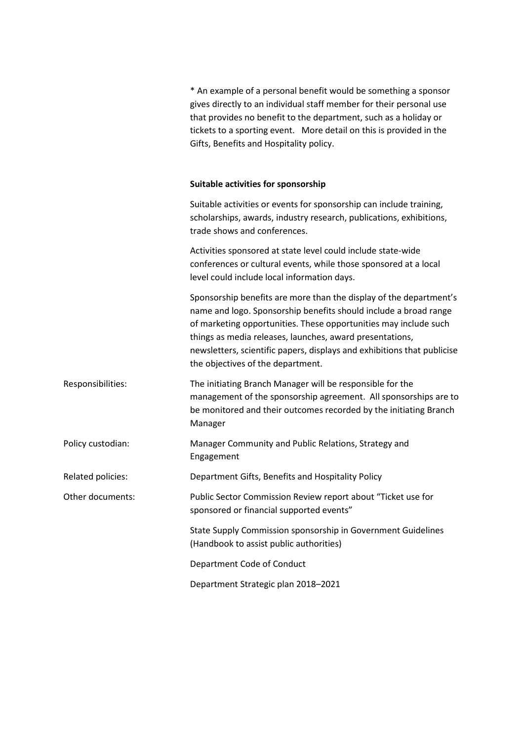* An example of a personal benefit would be something a sponsor gives directly to an individual staff member for their personal use that provides no benefit to the department, such as a holiday or tickets to a sporting event. More detail on this is provided in the Gifts, Benefits and Hospitality policy.

**Suitable activities for sponsorship**

Suitable activities or events for sponsorship can include training, scholarships, awards, industry research, publications, exhibitions, trade shows and conferences.

Activities sponsored at state level could include state-wide conferences or cultural events, while those sponsored at a local level could include local information days.

Sponsorship benefits are more than the display of the department's name and logo. Sponsorship benefits should include a broad range of marketing opportunities. These opportunities may include such things as media releases, launches, award presentations, newsletters, scientific papers, displays and exhibitions that publicise the objectives of the department.

| | |
|---|---|
| Responsibilities: | The initiating Branch Manager will be responsible for the management of the sponsorship agreement. All sponsorships are to be monitored and their outcomes recorded by the initiating Branch Manager |
| Policy custodian: | Manager Community and Public Relations, Strategy and Engagement |
| Related policies: | Department Gifts, Benefits and Hospitality Policy |
| Other documents: | Public Sector Commission Review report about "Ticket use for sponsored or financial supported events" |
| | State Supply Commission sponsorship in Government Guidelines (Handbook to assist public authorities) |
| | Department Code of Conduct |
| | Department Strategic plan 2018–2021 |